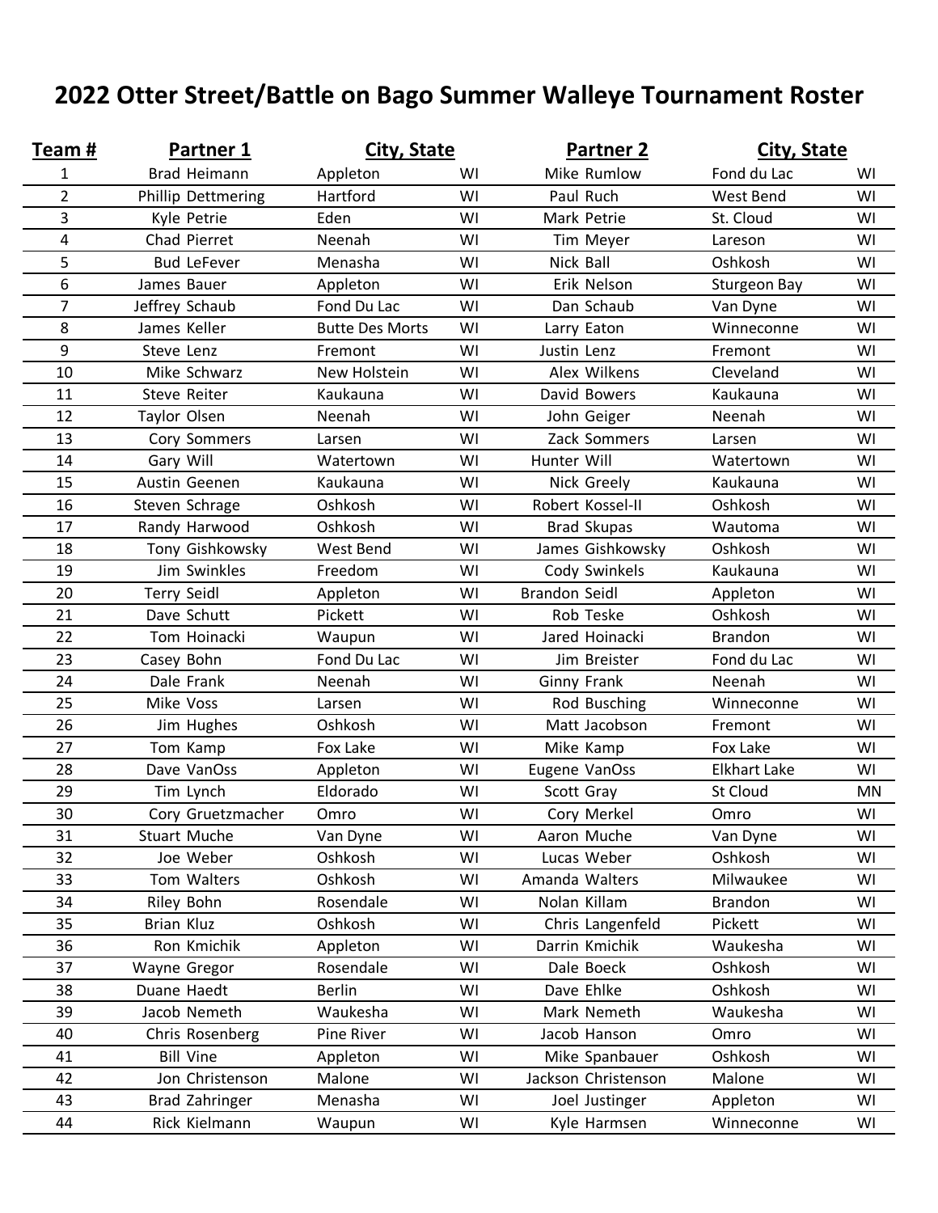# 2022 Otter Street/Battle on Bago Summer Walleye Tournament Roster

| Team # | Partner 1 | City, State | | Partner 2 | City, State | |
|---|---|---|---|---|---|---|
| 1 | Brad Heimann | Appleton | WI | Mike Rumlow | Fond du Lac | WI |
| 2 | Phillip Dettmering | Hartford | WI | Paul Ruch | West Bend | WI |
| 3 | Kyle Petrie | Eden | WI | Mark Petrie | St. Cloud | WI |
| 4 | Chad Pierret | Neenah | WI | Tim Meyer | Lareson | WI |
| 5 | Bud LeFever | Menasha | WI | Nick Ball | Oshkosh | WI |
| 6 | James Bauer | Appleton | WI | Erik Nelson | Sturgeon Bay | WI |
| 7 | Jeffrey Schaub | Fond Du Lac | WI | Dan Schaub | Van Dyne | WI |
| 8 | James Keller | Butte Des Morts | WI | Larry Eaton | Winneconne | WI |
| 9 | Steve Lenz | Fremont | WI | Justin Lenz | Fremont | WI |
| 10 | Mike Schwarz | New Holstein | WI | Alex Wilkens | Cleveland | WI |
| 11 | Steve Reiter | Kaukauna | WI | David Bowers | Kaukauna | WI |
| 12 | Taylor Olsen | Neenah | WI | John Geiger | Neenah | WI |
| 13 | Cory Sommers | Larsen | WI | Zack Sommers | Larsen | WI |
| 14 | Gary Will | Watertown | WI | Hunter Will | Watertown | WI |
| 15 | Austin Geenen | Kaukauna | WI | Nick Greely | Kaukauna | WI |
| 16 | Steven Schrage | Oshkosh | WI | Robert Kossel-II | Oshkosh | WI |
| 17 | Randy Harwood | Oshkosh | WI | Brad Skupas | Wautoma | WI |
| 18 | Tony Gishkowsky | West Bend | WI | James Gishkowsky | Oshkosh | WI |
| 19 | Jim Swinkles | Freedom | WI | Cody Swinkels | Kaukauna | WI |
| 20 | Terry Seidl | Appleton | WI | Brandon Seidl | Appleton | WI |
| 21 | Dave Schutt | Pickett | WI | Rob Teske | Oshkosh | WI |
| 22 | Tom Hoinacki | Waupun | WI | Jared Hoinacki | Brandon | WI |
| 23 | Casey Bohn | Fond Du Lac | WI | Jim Breister | Fond du Lac | WI |
| 24 | Dale Frank | Neenah | WI | Ginny Frank | Neenah | WI |
| 25 | Mike Voss | Larsen | WI | Rod Busching | Winneconne | WI |
| 26 | Jim Hughes | Oshkosh | WI | Matt Jacobson | Fremont | WI |
| 27 | Tom Kamp | Fox Lake | WI | Mike Kamp | Fox Lake | WI |
| 28 | Dave VanOss | Appleton | WI | Eugene VanOss | Elkhart Lake | WI |
| 29 | Tim Lynch | Eldorado | WI | Scott Gray | St Cloud | MN |
| 30 | Cory Gruetzmacher | Omro | WI | Cory Merkel | Omro | WI |
| 31 | Stuart Muche | Van Dyne | WI | Aaron Muche | Van Dyne | WI |
| 32 | Joe Weber | Oshkosh | WI | Lucas Weber | Oshkosh | WI |
| 33 | Tom Walters | Oshkosh | WI | Amanda Walters | Milwaukee | WI |
| 34 | Riley Bohn | Rosendale | WI | Nolan Killam | Brandon | WI |
| 35 | Brian Kluz | Oshkosh | WI | Chris Langenfeld | Pickett | WI |
| 36 | Ron Kmichik | Appleton | WI | Darrin Kmichik | Waukesha | WI |
| 37 | Wayne Gregor | Rosendale | WI | Dale Boeck | Oshkosh | WI |
| 38 | Duane Haedt | Berlin | WI | Dave Ehlke | Oshkosh | WI |
| 39 | Jacob Nemeth | Waukesha | WI | Mark Nemeth | Waukesha | WI |
| 40 | Chris Rosenberg | Pine River | WI | Jacob Hanson | Omro | WI |
| 41 | Bill Vine | Appleton | WI | Mike Spanbauer | Oshkosh | WI |
| 42 | Jon Christenson | Malone | WI | Jackson Christenson | Malone | WI |
| 43 | Brad Zahringer | Menasha | WI | Joel Justinger | Appleton | WI |
| 44 | Rick Kielmann | Waupun | WI | Kyle Harmsen | Winneconne | WI |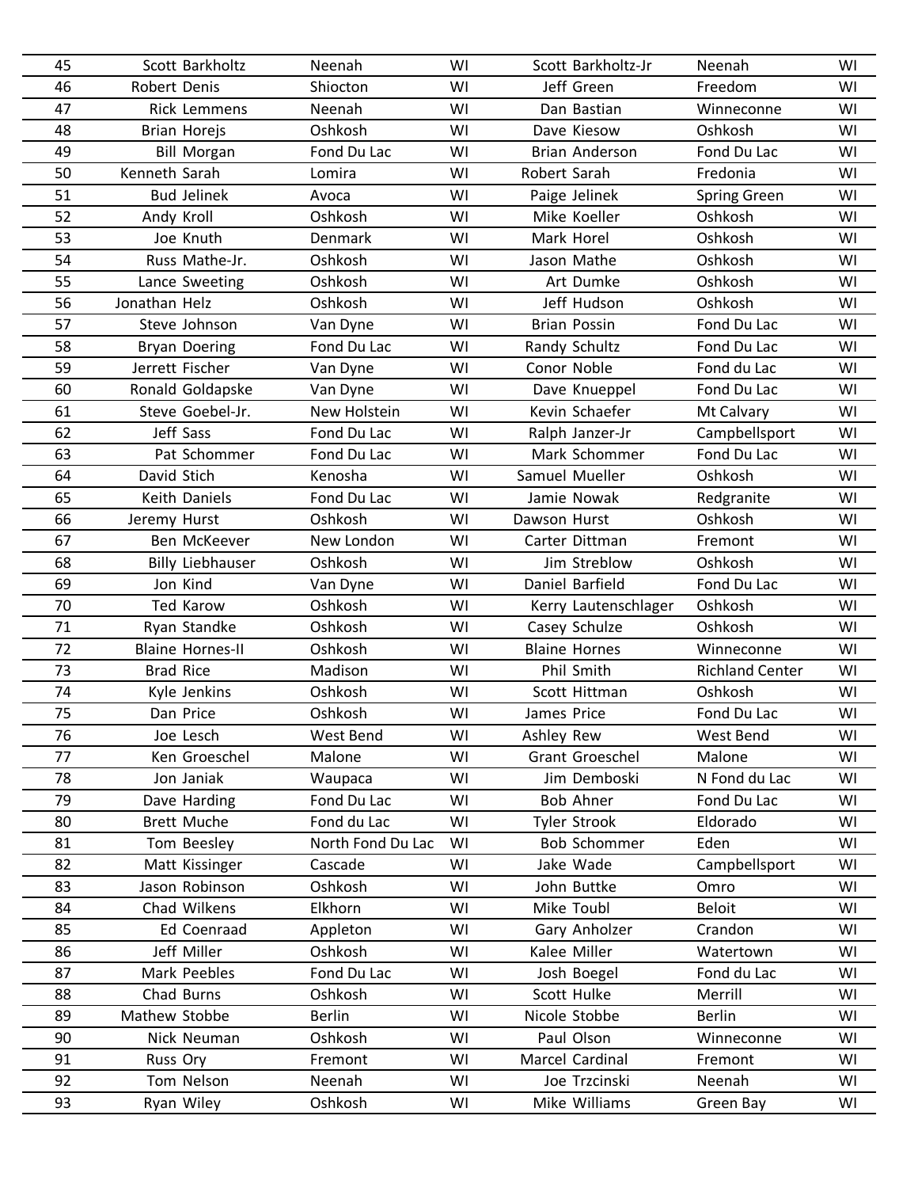| 45 | Scott Barkholtz | Neenah | WI | Scott Barkholtz-Jr | Neenah | WI |
|---|---|---|---|---|---|---|
| 46 | Robert Denis | Shiocton | WI | Jeff Green | Freedom | WI |
| 47 | Rick Lemmens | Neenah | WI | Dan Bastian | Winneconne | WI |
| 48 | Brian Horejs | Oshkosh | WI | Dave Kiesow | Oshkosh | WI |
| 49 | Bill Morgan | Fond Du Lac | WI | Brian Anderson | Fond Du Lac | WI |
| 50 | Kenneth Sarah | Lomira | WI | Robert Sarah | Fredonia | WI |
| 51 | Bud Jelinek | Avoca | WI | Paige Jelinek | Spring Green | WI |
| 52 | Andy Kroll | Oshkosh | WI | Mike Koeller | Oshkosh | WI |
| 53 | Joe Knuth | Denmark | WI | Mark Horel | Oshkosh | WI |
| 54 | Russ Mathe-Jr. | Oshkosh | WI | Jason Mathe | Oshkosh | WI |
| 55 | Lance Sweeting | Oshkosh | WI | Art Dumke | Oshkosh | WI |
| 56 | Jonathan Helz | Oshkosh | WI | Jeff Hudson | Oshkosh | WI |
| 57 | Steve Johnson | Van Dyne | WI | Brian Possin | Fond Du Lac | WI |
| 58 | Bryan Doering | Fond Du Lac | WI | Randy Schultz | Fond Du Lac | WI |
| 59 | Jerrett Fischer | Van Dyne | WI | Conor Noble | Fond du Lac | WI |
| 60 | Ronald Goldapske | Van Dyne | WI | Dave Knueppel | Fond Du Lac | WI |
| 61 | Steve Goebel-Jr. | New Holstein | WI | Kevin Schaefer | Mt Calvary | WI |
| 62 | Jeff Sass | Fond Du Lac | WI | Ralph Janzer-Jr | Campbellsport | WI |
| 63 | Pat Schommer | Fond Du Lac | WI | Mark Schommer | Fond Du Lac | WI |
| 64 | David Stich | Kenosha | WI | Samuel Mueller | Oshkosh | WI |
| 65 | Keith Daniels | Fond Du Lac | WI | Jamie Nowak | Redgranite | WI |
| 66 | Jeremy Hurst | Oshkosh | WI | Dawson Hurst | Oshkosh | WI |
| 67 | Ben McKeever | New London | WI | Carter Dittman | Fremont | WI |
| 68 | Billy Liebhauser | Oshkosh | WI | Jim Streblow | Oshkosh | WI |
| 69 | Jon Kind | Van Dyne | WI | Daniel Barfield | Fond Du Lac | WI |
| 70 | Ted Karow | Oshkosh | WI | Kerry Lautenschlager | Oshkosh | WI |
| 71 | Ryan Standke | Oshkosh | WI | Casey Schulze | Oshkosh | WI |
| 72 | Blaine Hornes-II | Oshkosh | WI | Blaine Hornes | Winneconne | WI |
| 73 | Brad Rice | Madison | WI | Phil Smith | Richland Center | WI |
| 74 | Kyle Jenkins | Oshkosh | WI | Scott Hittman | Oshkosh | WI |
| 75 | Dan Price | Oshkosh | WI | James Price | Fond Du Lac | WI |
| 76 | Joe Lesch | West Bend | WI | Ashley Rew | West Bend | WI |
| 77 | Ken Groeschel | Malone | WI | Grant Groeschel | Malone | WI |
| 78 | Jon Janiak | Waupaca | WI | Jim Demboski | N Fond du Lac | WI |
| 79 | Dave Harding | Fond Du Lac | WI | Bob Ahner | Fond Du Lac | WI |
| 80 | Brett Muche | Fond du Lac | WI | Tyler Strook | Eldorado | WI |
| 81 | Tom Beesley | North Fond Du Lac | WI | Bob Schommer | Eden | WI |
| 82 | Matt Kissinger | Cascade | WI | Jake Wade | Campbellsport | WI |
| 83 | Jason Robinson | Oshkosh | WI | John Buttke | Omro | WI |
| 84 | Chad Wilkens | Elkhorn | WI | Mike Toubl | Beloit | WI |
| 85 | Ed Coenraad | Appleton | WI | Gary Anholzer | Crandon | WI |
| 86 | Jeff Miller | Oshkosh | WI | Kalee Miller | Watertown | WI |
| 87 | Mark Peebles | Fond Du Lac | WI | Josh Boegel | Fond du Lac | WI |
| 88 | Chad Burns | Oshkosh | WI | Scott Hulke | Merrill | WI |
| 89 | Mathew Stobbe | Berlin | WI | Nicole Stobbe | Berlin | WI |
| 90 | Nick Neuman | Oshkosh | WI | Paul Olson | Winneconne | WI |
| 91 | Russ Ory | Fremont | WI | Marcel Cardinal | Fremont | WI |
| 92 | Tom Nelson | Neenah | WI | Joe Trzcinski | Neenah | WI |
| 93 | Ryan Wiley | Oshkosh | WI | Mike Williams | Green Bay | WI |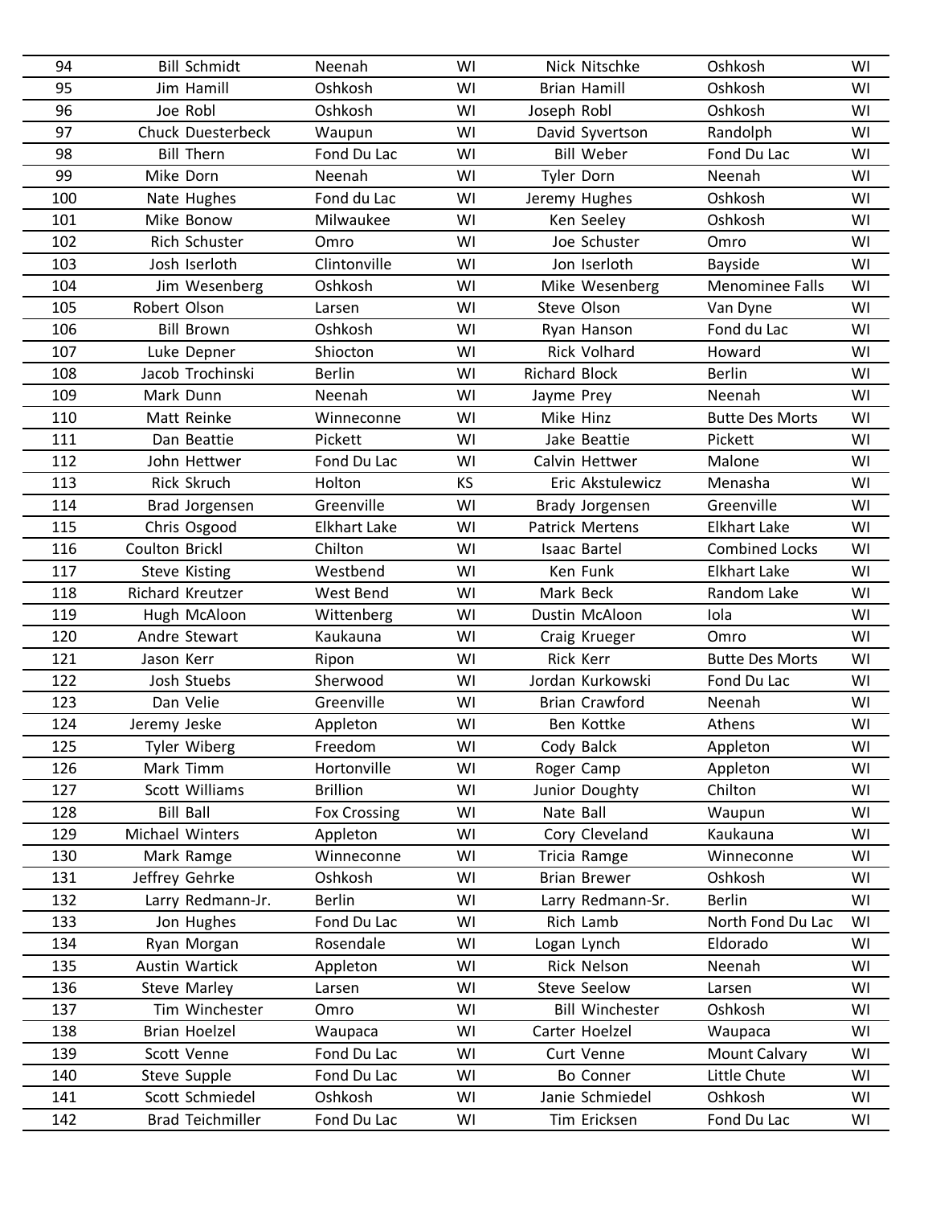| | | | | | | |
|---|---|---|---|---|---|---|
| 94 | Bill Schmidt | Neenah | WI | Nick Nitschke | Oshkosh | WI |
| 95 | Jim Hamill | Oshkosh | WI | Brian Hamill | Oshkosh | WI |
| 96 | Joe Robl | Oshkosh | WI | Joseph Robl | Oshkosh | WI |
| 97 | Chuck Duesterbeck | Waupun | WI | David Syvertson | Randolph | WI |
| 98 | Bill Thern | Fond Du Lac | WI | Bill Weber | Fond Du Lac | WI |
| 99 | Mike Dorn | Neenah | WI | Tyler Dorn | Neenah | WI |
| 100 | Nate Hughes | Fond du Lac | WI | Jeremy Hughes | Oshkosh | WI |
| 101 | Mike Bonow | Milwaukee | WI | Ken Seeley | Oshkosh | WI |
| 102 | Rich Schuster | Omro | WI | Joe Schuster | Omro | WI |
| 103 | Josh Iserloth | Clintonville | WI | Jon Iserloth | Bayside | WI |
| 104 | Jim Wesenberg | Oshkosh | WI | Mike Wesenberg | Menominee Falls | WI |
| 105 | Robert Olson | Larsen | WI | Steve Olson | Van Dyne | WI |
| 106 | Bill Brown | Oshkosh | WI | Ryan Hanson | Fond du Lac | WI |
| 107 | Luke Depner | Shiocton | WI | Rick Volhard | Howard | WI |
| 108 | Jacob Trochinski | Berlin | WI | Richard Block | Berlin | WI |
| 109 | Mark Dunn | Neenah | WI | Jayme Prey | Neenah | WI |
| 110 | Matt Reinke | Winneconne | WI | Mike Hinz | Butte Des Morts | WI |
| 111 | Dan Beattie | Pickett | WI | Jake Beattie | Pickett | WI |
| 112 | John Hettwer | Fond Du Lac | WI | Calvin Hettwer | Malone | WI |
| 113 | Rick Skruch | Holton | KS | Eric Akstulewicz | Menasha | WI |
| 114 | Brad Jorgensen | Greenville | WI | Brady Jorgensen | Greenville | WI |
| 115 | Chris Osgood | Elkhart Lake | WI | Patrick Mertens | Elkhart Lake | WI |
| 116 | Coulton Brickl | Chilton | WI | Isaac Bartel | Combined Locks | WI |
| 117 | Steve Kisting | Westbend | WI | Ken Funk | Elkhart Lake | WI |
| 118 | Richard Kreutzer | West Bend | WI | Mark Beck | Random Lake | WI |
| 119 | Hugh McAloon | Wittenberg | WI | Dustin McAloon | Iola | WI |
| 120 | Andre Stewart | Kaukauna | WI | Craig Krueger | Omro | WI |
| 121 | Jason Kerr | Ripon | WI | Rick Kerr | Butte Des Morts | WI |
| 122 | Josh Stuebs | Sherwood | WI | Jordan Kurkowski | Fond Du Lac | WI |
| 123 | Dan Velie | Greenville | WI | Brian Crawford | Neenah | WI |
| 124 | Jeremy Jeske | Appleton | WI | Ben Kottke | Athens | WI |
| 125 | Tyler Wiberg | Freedom | WI | Cody Balck | Appleton | WI |
| 126 | Mark Timm | Hortonville | WI | Roger Camp | Appleton | WI |
| 127 | Scott Williams | Brillion | WI | Junior Doughty | Chilton | WI |
| 128 | Bill Ball | Fox Crossing | WI | Nate Ball | Waupun | WI |
| 129 | Michael Winters | Appleton | WI | Cory Cleveland | Kaukauna | WI |
| 130 | Mark Ramge | Winneconne | WI | Tricia Ramge | Winneconne | WI |
| 131 | Jeffrey Gehrke | Oshkosh | WI | Brian Brewer | Oshkosh | WI |
| 132 | Larry Redmann-Jr. | Berlin | WI | Larry Redmann-Sr. | Berlin | WI |
| 133 | Jon Hughes | Fond Du Lac | WI | Rich Lamb | North Fond Du Lac | WI |
| 134 | Ryan Morgan | Rosendale | WI | Logan Lynch | Eldorado | WI |
| 135 | Austin Wartick | Appleton | WI | Rick Nelson | Neenah | WI |
| 136 | Steve Marley | Larsen | WI | Steve Seelow | Larsen | WI |
| 137 | Tim Winchester | Omro | WI | Bill Winchester | Oshkosh | WI |
| 138 | Brian Hoelzel | Waupaca | WI | Carter Hoelzel | Waupaca | WI |
| 139 | Scott Venne | Fond Du Lac | WI | Curt Venne | Mount Calvary | WI |
| 140 | Steve Supple | Fond Du Lac | WI | Bo Conner | Little Chute | WI |
| 141 | Scott Schmiedel | Oshkosh | WI | Janie Schmiedel | Oshkosh | WI |
| 142 | Brad Teichmiller | Fond Du Lac | WI | Tim Ericksen | Fond Du Lac | WI |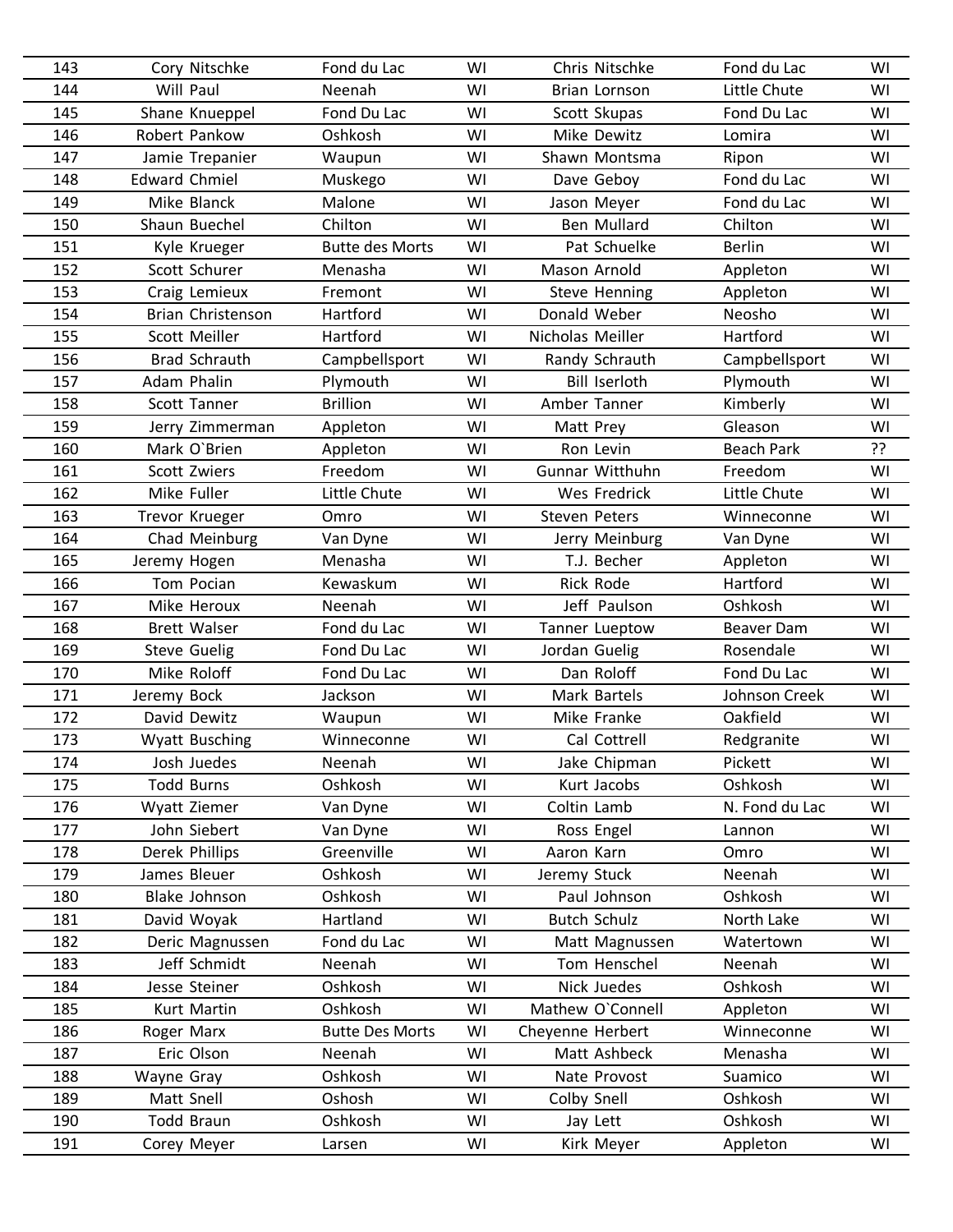| | | | | | | |
|---|---|---|---|---|---|---|
| 143 | Cory Nitschke | Fond du Lac | WI | Chris Nitschke | Fond du Lac | WI |
| 144 | Will Paul | Neenah | WI | Brian Lornson | Little Chute | WI |
| 145 | Shane Knueppel | Fond Du Lac | WI | Scott Skupas | Fond Du Lac | WI |
| 146 | Robert Pankow | Oshkosh | WI | Mike Dewitz | Lomira | WI |
| 147 | Jamie Trepanier | Waupun | WI | Shawn Montsma | Ripon | WI |
| 148 | Edward Chmiel | Muskego | WI | Dave Geboy | Fond du Lac | WI |
| 149 | Mike Blanck | Malone | WI | Jason Meyer | Fond du Lac | WI |
| 150 | Shaun Buechel | Chilton | WI | Ben Mullard | Chilton | WI |
| 151 | Kyle Krueger | Butte des Morts | WI | Pat Schuelke | Berlin | WI |
| 152 | Scott Schurer | Menasha | WI | Mason Arnold | Appleton | WI |
| 153 | Craig Lemieux | Fremont | WI | Steve Henning | Appleton | WI |
| 154 | Brian Christenson | Hartford | WI | Donald Weber | Neosho | WI |
| 155 | Scott Meiller | Hartford | WI | Nicholas Meiller | Hartford | WI |
| 156 | Brad Schrauth | Campbellsport | WI | Randy Schrauth | Campbellsport | WI |
| 157 | Adam Phalin | Plymouth | WI | Bill Iserloth | Plymouth | WI |
| 158 | Scott Tanner | Brillion | WI | Amber Tanner | Kimberly | WI |
| 159 | Jerry Zimmerman | Appleton | WI | Matt Prey | Gleason | WI |
| 160 | Mark O`Brien | Appleton | WI | Ron Levin | Beach Park | ?? |
| 161 | Scott Zwiers | Freedom | WI | Gunnar Witthuhn | Freedom | WI |
| 162 | Mike Fuller | Little Chute | WI | Wes Fredrick | Little Chute | WI |
| 163 | Trevor Krueger | Omro | WI | Steven Peters | Winneconne | WI |
| 164 | Chad Meinburg | Van Dyne | WI | Jerry Meinburg | Van Dyne | WI |
| 165 | Jeremy Hogen | Menasha | WI | T.J. Becher | Appleton | WI |
| 166 | Tom Pocian | Kewaskum | WI | Rick Rode | Hartford | WI |
| 167 | Mike Heroux | Neenah | WI | Jeff Paulson | Oshkosh | WI |
| 168 | Brett Walser | Fond du Lac | WI | Tanner Lueptow | Beaver Dam | WI |
| 169 | Steve Guelig | Fond Du Lac | WI | Jordan Guelig | Rosendale | WI |
| 170 | Mike Roloff | Fond Du Lac | WI | Dan Roloff | Fond Du Lac | WI |
| 171 | Jeremy Bock | Jackson | WI | Mark Bartels | Johnson Creek | WI |
| 172 | David Dewitz | Waupun | WI | Mike Franke | Oakfield | WI |
| 173 | Wyatt Busching | Winneconne | WI | Cal Cottrell | Redgranite | WI |
| 174 | Josh Juedes | Neenah | WI | Jake Chipman | Pickett | WI |
| 175 | Todd Burns | Oshkosh | WI | Kurt Jacobs | Oshkosh | WI |
| 176 | Wyatt Ziemer | Van Dyne | WI | Coltin Lamb | N. Fond du Lac | WI |
| 177 | John Siebert | Van Dyne | WI | Ross Engel | Lannon | WI |
| 178 | Derek Phillips | Greenville | WI | Aaron Karn | Omro | WI |
| 179 | James Bleuer | Oshkosh | WI | Jeremy Stuck | Neenah | WI |
| 180 | Blake Johnson | Oshkosh | WI | Paul Johnson | Oshkosh | WI |
| 181 | David Woyak | Hartland | WI | Butch Schulz | North Lake | WI |
| 182 | Deric Magnussen | Fond du Lac | WI | Matt Magnussen | Watertown | WI |
| 183 | Jeff Schmidt | Neenah | WI | Tom Henschel | Neenah | WI |
| 184 | Jesse Steiner | Oshkosh | WI | Nick Juedes | Oshkosh | WI |
| 185 | Kurt Martin | Oshkosh | WI | Mathew O`Connell | Appleton | WI |
| 186 | Roger Marx | Butte Des Morts | WI | Cheyenne Herbert | Winneconne | WI |
| 187 | Eric Olson | Neenah | WI | Matt Ashbeck | Menasha | WI |
| 188 | Wayne Gray | Oshkosh | WI | Nate Provost | Suamico | WI |
| 189 | Matt Snell | Oshosh | WI | Colby Snell | Oshkosh | WI |
| 190 | Todd Braun | Oshkosh | WI | Jay Lett | Oshkosh | WI |
| 191 | Corey Meyer | Larsen | WI | Kirk Meyer | Appleton | WI |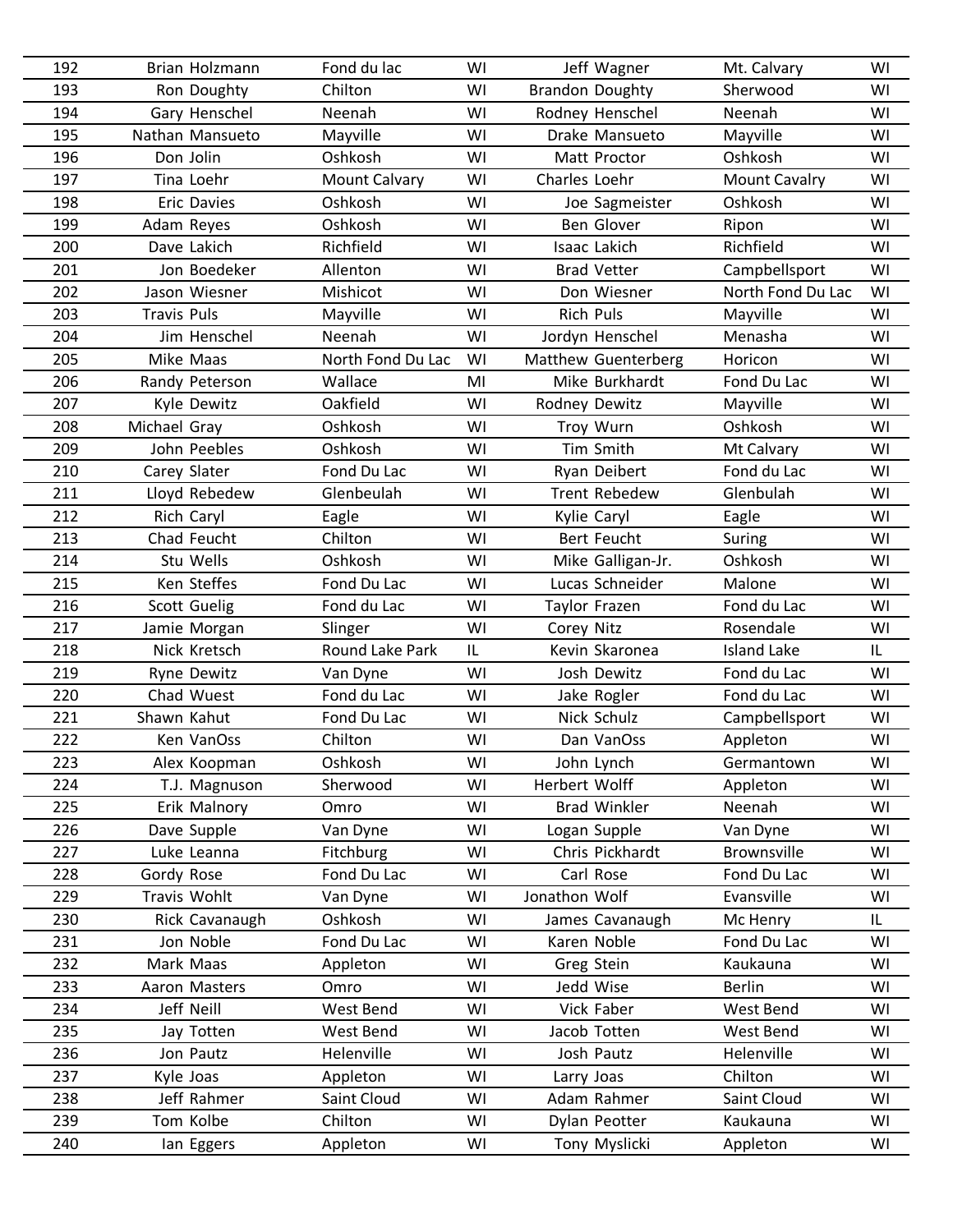| | | | | | | |
|---|---|---|---|---|---|---|
| 192 | Brian Holzmann | Fond du lac | WI | Jeff Wagner | Mt. Calvary | WI |
| 193 | Ron Doughty | Chilton | WI | Brandon Doughty | Sherwood | WI |
| 194 | Gary Henschel | Neenah | WI | Rodney Henschel | Neenah | WI |
| 195 | Nathan Mansueto | Mayville | WI | Drake Mansueto | Mayville | WI |
| 196 | Don Jolin | Oshkosh | WI | Matt Proctor | Oshkosh | WI |
| 197 | Tina Loehr | Mount Calvary | WI | Charles Loehr | Mount Cavalry | WI |
| 198 | Eric Davies | Oshkosh | WI | Joe Sagmeister | Oshkosh | WI |
| 199 | Adam Reyes | Oshkosh | WI | Ben Glover | Ripon | WI |
| 200 | Dave Lakich | Richfield | WI | Isaac Lakich | Richfield | WI |
| 201 | Jon Boedeker | Allenton | WI | Brad Vetter | Campbellsport | WI |
| 202 | Jason Wiesner | Mishicot | WI | Don Wiesner | North Fond Du Lac | WI |
| 203 | Travis Puls | Mayville | WI | Rich Puls | Mayville | WI |
| 204 | Jim Henschel | Neenah | WI | Jordyn Henschel | Menasha | WI |
| 205 | Mike Maas | North Fond Du Lac | WI | Matthew Guenterberg | Horicon | WI |
| 206 | Randy Peterson | Wallace | MI | Mike Burkhardt | Fond Du Lac | WI |
| 207 | Kyle Dewitz | Oakfield | WI | Rodney Dewitz | Mayville | WI |
| 208 | Michael Gray | Oshkosh | WI | Troy Wurn | Oshkosh | WI |
| 209 | John Peebles | Oshkosh | WI | Tim Smith | Mt Calvary | WI |
| 210 | Carey Slater | Fond Du Lac | WI | Ryan Deibert | Fond du Lac | WI |
| 211 | Lloyd Rebedew | Glenbeulah | WI | Trent Rebedew | Glenbulah | WI |
| 212 | Rich Caryl | Eagle | WI | Kylie Caryl | Eagle | WI |
| 213 | Chad Feucht | Chilton | WI | Bert Feucht | Suring | WI |
| 214 | Stu Wells | Oshkosh | WI | Mike Galligan-Jr. | Oshkosh | WI |
| 215 | Ken Steffes | Fond Du Lac | WI | Lucas Schneider | Malone | WI |
| 216 | Scott Guelig | Fond du Lac | WI | Taylor Frazen | Fond du Lac | WI |
| 217 | Jamie Morgan | Slinger | WI | Corey Nitz | Rosendale | WI |
| 218 | Nick Kretsch | Round Lake Park | IL | Kevin Skaronea | Island Lake | IL |
| 219 | Ryne Dewitz | Van Dyne | WI | Josh Dewitz | Fond du Lac | WI |
| 220 | Chad Wuest | Fond du Lac | WI | Jake Rogler | Fond du Lac | WI |
| 221 | Shawn Kahut | Fond Du Lac | WI | Nick Schulz | Campbellsport | WI |
| 222 | Ken VanOss | Chilton | WI | Dan VanOss | Appleton | WI |
| 223 | Alex Koopman | Oshkosh | WI | John Lynch | Germantown | WI |
| 224 | T.J. Magnuson | Sherwood | WI | Herbert Wolff | Appleton | WI |
| 225 | Erik Malnory | Omro | WI | Brad Winkler | Neenah | WI |
| 226 | Dave Supple | Van Dyne | WI | Logan Supple | Van Dyne | WI |
| 227 | Luke Leanna | Fitchburg | WI | Chris Pickhardt | Brownsville | WI |
| 228 | Gordy Rose | Fond Du Lac | WI | Carl Rose | Fond Du Lac | WI |
| 229 | Travis Wohlt | Van Dyne | WI | Jonathon Wolf | Evansville | WI |
| 230 | Rick Cavanaugh | Oshkosh | WI | James Cavanaugh | Mc Henry | IL |
| 231 | Jon Noble | Fond Du Lac | WI | Karen Noble | Fond Du Lac | WI |
| 232 | Mark Maas | Appleton | WI | Greg Stein | Kaukauna | WI |
| 233 | Aaron Masters | Omro | WI | Jedd Wise | Berlin | WI |
| 234 | Jeff Neill | West Bend | WI | Vick Faber | West Bend | WI |
| 235 | Jay Totten | West Bend | WI | Jacob Totten | West Bend | WI |
| 236 | Jon Pautz | Helenville | WI | Josh Pautz | Helenville | WI |
| 237 | Kyle Joas | Appleton | WI | Larry Joas | Chilton | WI |
| 238 | Jeff Rahmer | Saint Cloud | WI | Adam Rahmer | Saint Cloud | WI |
| 239 | Tom Kolbe | Chilton | WI | Dylan Peotter | Kaukauna | WI |
| 240 | Ian Eggers | Appleton | WI | Tony Myslicki | Appleton | WI |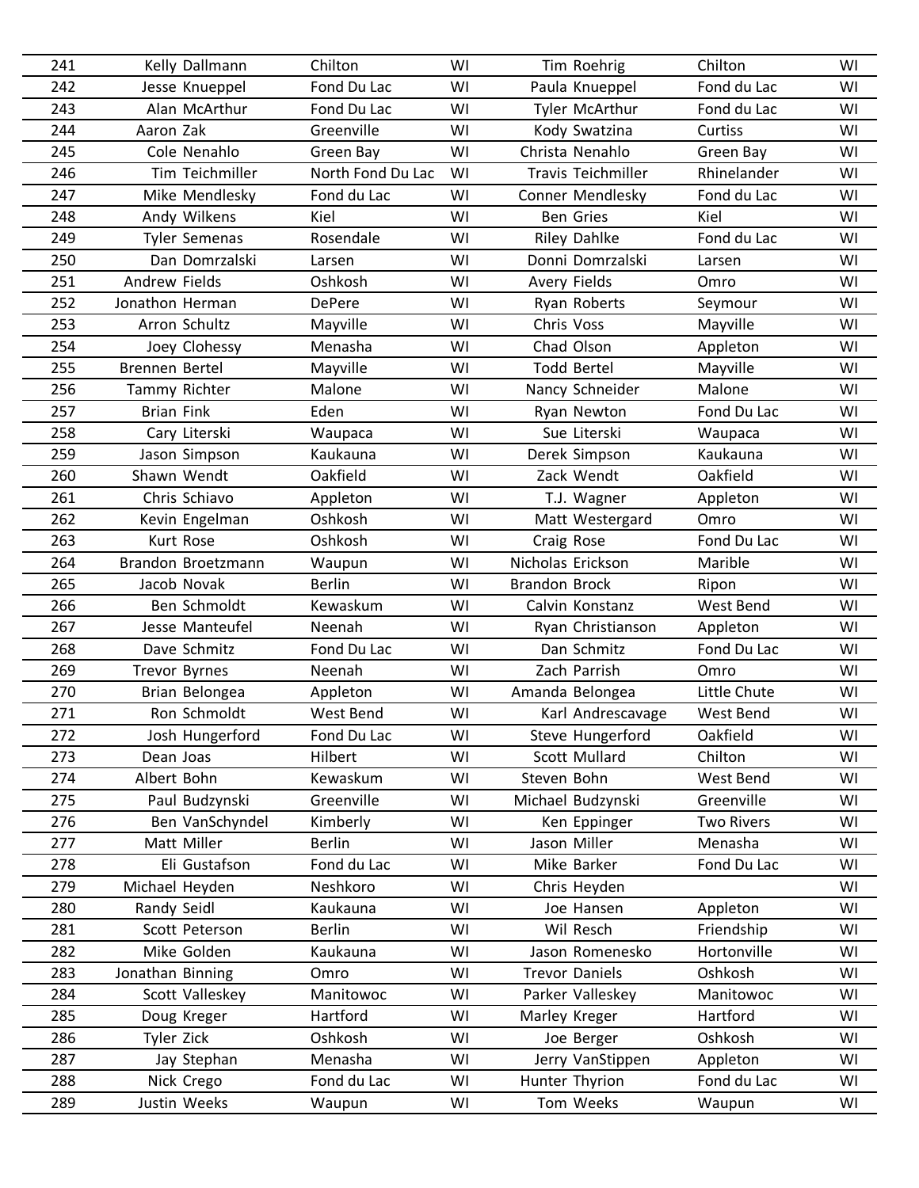| | | | | | | |
|---|---|---|---|---|---|---|
| 241 | Kelly Dallmann | Chilton | WI | Tim Roehrig | Chilton | WI |
| 242 | Jesse Knueppel | Fond Du Lac | WI | Paula Knueppel | Fond du Lac | WI |
| 243 | Alan McArthur | Fond Du Lac | WI | Tyler McArthur | Fond du Lac | WI |
| 244 | Aaron Zak | Greenville | WI | Kody Swatzina | Curtiss | WI |
| 245 | Cole Nenahlo | Green Bay | WI | Christa Nenahlo | Green Bay | WI |
| 246 | Tim Teichmiller | North Fond Du Lac | WI | Travis Teichmiller | Rhinelander | WI |
| 247 | Mike Mendlesky | Fond du Lac | WI | Conner Mendlesky | Fond du Lac | WI |
| 248 | Andy Wilkens | Kiel | WI | Ben Gries | Kiel | WI |
| 249 | Tyler Semenas | Rosendale | WI | Riley Dahlke | Fond du Lac | WI |
| 250 | Dan Domrzalski | Larsen | WI | Donni Domrzalski | Larsen | WI |
| 251 | Andrew Fields | Oshkosh | WI | Avery Fields | Omro | WI |
| 252 | Jonathon Herman | DePere | WI | Ryan Roberts | Seymour | WI |
| 253 | Arron Schultz | Mayville | WI | Chris Voss | Mayville | WI |
| 254 | Joey Clohessy | Menasha | WI | Chad Olson | Appleton | WI |
| 255 | Brennen Bertel | Mayville | WI | Todd Bertel | Mayville | WI |
| 256 | Tammy Richter | Malone | WI | Nancy Schneider | Malone | WI |
| 257 | Brian Fink | Eden | WI | Ryan Newton | Fond Du Lac | WI |
| 258 | Cary Literski | Waupaca | WI | Sue Literski | Waupaca | WI |
| 259 | Jason Simpson | Kaukauna | WI | Derek Simpson | Kaukauna | WI |
| 260 | Shawn Wendt | Oakfield | WI | Zack Wendt | Oakfield | WI |
| 261 | Chris Schiavo | Appleton | WI | T.J. Wagner | Appleton | WI |
| 262 | Kevin Engelman | Oshkosh | WI | Matt Westergard | Omro | WI |
| 263 | Kurt Rose | Oshkosh | WI | Craig Rose | Fond Du Lac | WI |
| 264 | Brandon Broetzmann | Waupun | WI | Nicholas Erickson | Marible | WI |
| 265 | Jacob Novak | Berlin | WI | Brandon Brock | Ripon | WI |
| 266 | Ben Schmoldt | Kewaskum | WI | Calvin Konstanz | West Bend | WI |
| 267 | Jesse Manteufel | Neenah | WI | Ryan Christianson | Appleton | WI |
| 268 | Dave Schmitz | Fond Du Lac | WI | Dan Schmitz | Fond Du Lac | WI |
| 269 | Trevor Byrnes | Neenah | WI | Zach Parrish | Omro | WI |
| 270 | Brian Belongea | Appleton | WI | Amanda Belongea | Little Chute | WI |
| 271 | Ron Schmoldt | West Bend | WI | Karl Andrescavage | West Bend | WI |
| 272 | Josh Hungerford | Fond Du Lac | WI | Steve Hungerford | Oakfield | WI |
| 273 | Dean Joas | Hilbert | WI | Scott Mullard | Chilton | WI |
| 274 | Albert Bohn | Kewaskum | WI | Steven Bohn | West Bend | WI |
| 275 | Paul Budzynski | Greenville | WI | Michael Budzynski | Greenville | WI |
| 276 | Ben VanSchyndel | Kimberly | WI | Ken Eppinger | Two Rivers | WI |
| 277 | Matt Miller | Berlin | WI | Jason Miller | Menasha | WI |
| 278 | Eli Gustafson | Fond du Lac | WI | Mike Barker | Fond Du Lac | WI |
| 279 | Michael Heyden | Neshkoro | WI | Chris Heyden | | WI |
| 280 | Randy Seidl | Kaukauna | WI | Joe Hansen | Appleton | WI |
| 281 | Scott Peterson | Berlin | WI | Wil Resch | Friendship | WI |
| 282 | Mike Golden | Kaukauna | WI | Jason Romenesko | Hortonville | WI |
| 283 | Jonathan Binning | Omro | WI | Trevor Daniels | Oshkosh | WI |
| 284 | Scott Valleskey | Manitowoc | WI | Parker Valleskey | Manitowoc | WI |
| 285 | Doug Kreger | Hartford | WI | Marley Kreger | Hartford | WI |
| 286 | Tyler Zick | Oshkosh | WI | Joe Berger | Oshkosh | WI |
| 287 | Jay Stephan | Menasha | WI | Jerry VanStippen | Appleton | WI |
| 288 | Nick Crego | Fond du Lac | WI | Hunter Thyrion | Fond du Lac | WI |
| 289 | Justin Weeks | Waupun | WI | Tom Weeks | Waupun | WI |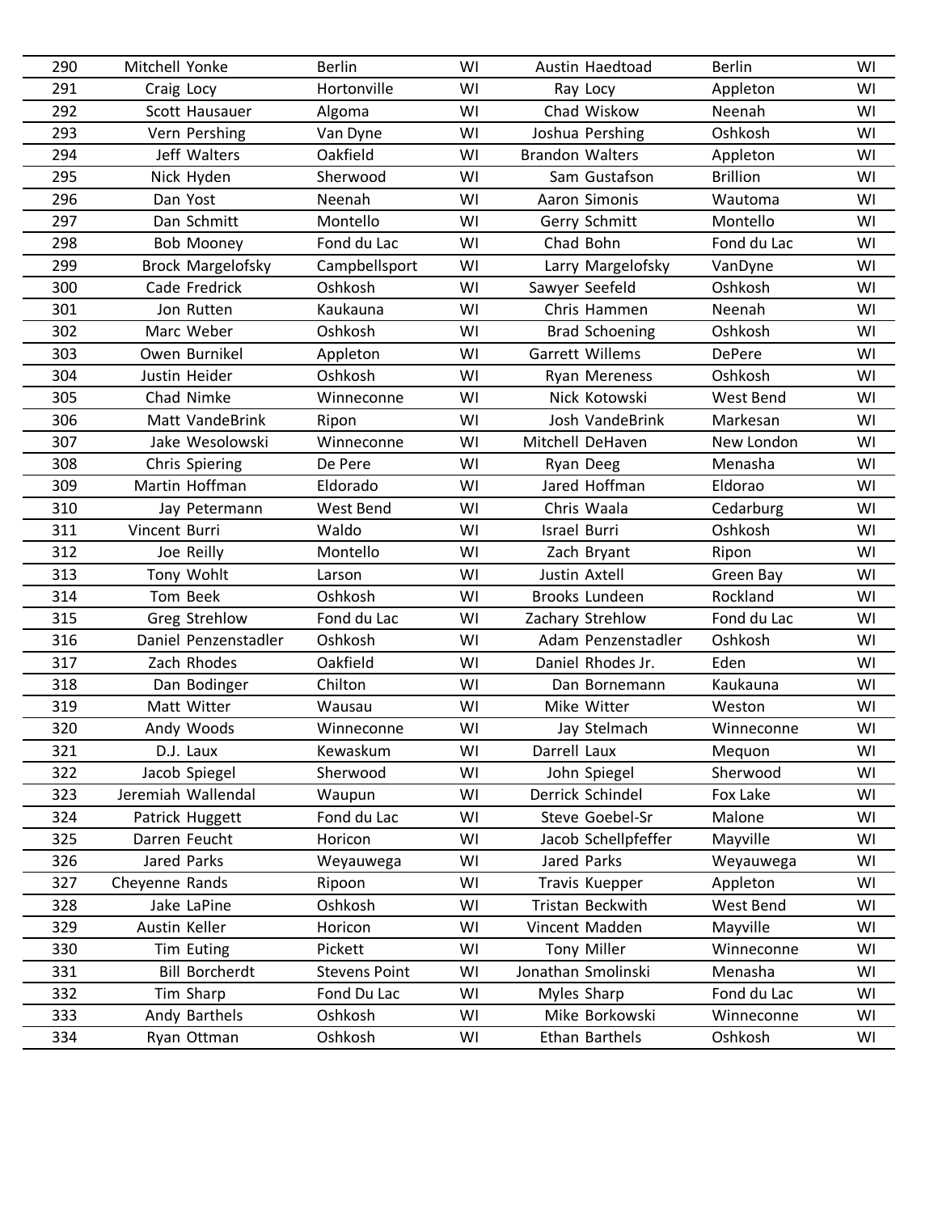| | | | | | | |
|---|---|---|---|---|---|---|
| 290 | Mitchell Yonke | Berlin | WI | Austin Haedtoad | Berlin | WI |
| 291 | Craig Locy | Hortonville | WI | Ray Locy | Appleton | WI |
| 292 | Scott Hausauer | Algoma | WI | Chad Wiskow | Neenah | WI |
| 293 | Vern Pershing | Van Dyne | WI | Joshua Pershing | Oshkosh | WI |
| 294 | Jeff Walters | Oakfield | WI | Brandon Walters | Appleton | WI |
| 295 | Nick Hyden | Sherwood | WI | Sam Gustafson | Brillion | WI |
| 296 | Dan Yost | Neenah | WI | Aaron Simonis | Wautoma | WI |
| 297 | Dan Schmitt | Montello | WI | Gerry Schmitt | Montello | WI |
| 298 | Bob Mooney | Fond du Lac | WI | Chad Bohn | Fond du Lac | WI |
| 299 | Brock Margelofsky | Campbellsport | WI | Larry Margelofsky | VanDyne | WI |
| 300 | Cade Fredrick | Oshkosh | WI | Sawyer Seefeld | Oshkosh | WI |
| 301 | Jon Rutten | Kaukauna | WI | Chris Hammen | Neenah | WI |
| 302 | Marc Weber | Oshkosh | WI | Brad Schoening | Oshkosh | WI |
| 303 | Owen Burnikel | Appleton | WI | Garrett Willems | DePere | WI |
| 304 | Justin Heider | Oshkosh | WI | Ryan Mereness | Oshkosh | WI |
| 305 | Chad Nimke | Winneconne | WI | Nick Kotowski | West Bend | WI |
| 306 | Matt VandeBrink | Ripon | WI | Josh VandeBrink | Markesan | WI |
| 307 | Jake Wesolowski | Winneconne | WI | Mitchell DeHaven | New London | WI |
| 308 | Chris Spiering | De Pere | WI | Ryan Deeg | Menasha | WI |
| 309 | Martin Hoffman | Eldorado | WI | Jared Hoffman | Eldorao | WI |
| 310 | Jay Petermann | West Bend | WI | Chris Waala | Cedarburg | WI |
| 311 | Vincent Burri | Waldo | WI | Israel Burri | Oshkosh | WI |
| 312 | Joe Reilly | Montello | WI | Zach Bryant | Ripon | WI |
| 313 | Tony Wohlt | Larson | WI | Justin Axtell | Green Bay | WI |
| 314 | Tom Beek | Oshkosh | WI | Brooks Lundeen | Rockland | WI |
| 315 | Greg Strehlow | Fond du Lac | WI | Zachary Strehlow | Fond du Lac | WI |
| 316 | Daniel Penzenstadler | Oshkosh | WI | Adam Penzenstadler | Oshkosh | WI |
| 317 | Zach Rhodes | Oakfield | WI | Daniel Rhodes Jr. | Eden | WI |
| 318 | Dan Bodinger | Chilton | WI | Dan Bornemann | Kaukauna | WI |
| 319 | Matt Witter | Wausau | WI | Mike Witter | Weston | WI |
| 320 | Andy Woods | Winneconne | WI | Jay Stelmach | Winneconne | WI |
| 321 | D.J. Laux | Kewaskum | WI | Darrell Laux | Mequon | WI |
| 322 | Jacob Spiegel | Sherwood | WI | John Spiegel | Sherwood | WI |
| 323 | Jeremiah Wallendal | Waupun | WI | Derrick Schindel | Fox Lake | WI |
| 324 | Patrick Huggett | Fond du Lac | WI | Steve Goebel-Sr | Malone | WI |
| 325 | Darren Feucht | Horicon | WI | Jacob Schellpfeffer | Mayville | WI |
| 326 | Jared Parks | Weyauwega | WI | Jared Parks | Weyauwega | WI |
| 327 | Cheyenne Rands | Ripoon | WI | Travis Kuepper | Appleton | WI |
| 328 | Jake LaPine | Oshkosh | WI | Tristan Beckwith | West Bend | WI |
| 329 | Austin Keller | Horicon | WI | Vincent Madden | Mayville | WI |
| 330 | Tim Euting | Pickett | WI | Tony Miller | Winneconne | WI |
| 331 | Bill Borcherdt | Stevens Point | WI | Jonathan Smolinski | Menasha | WI |
| 332 | Tim Sharp | Fond Du Lac | WI | Myles Sharp | Fond du Lac | WI |
| 333 | Andy Barthels | Oshkosh | WI | Mike Borkowski | Winneconne | WI |
| 334 | Ryan Ottman | Oshkosh | WI | Ethan Barthels | Oshkosh | WI |